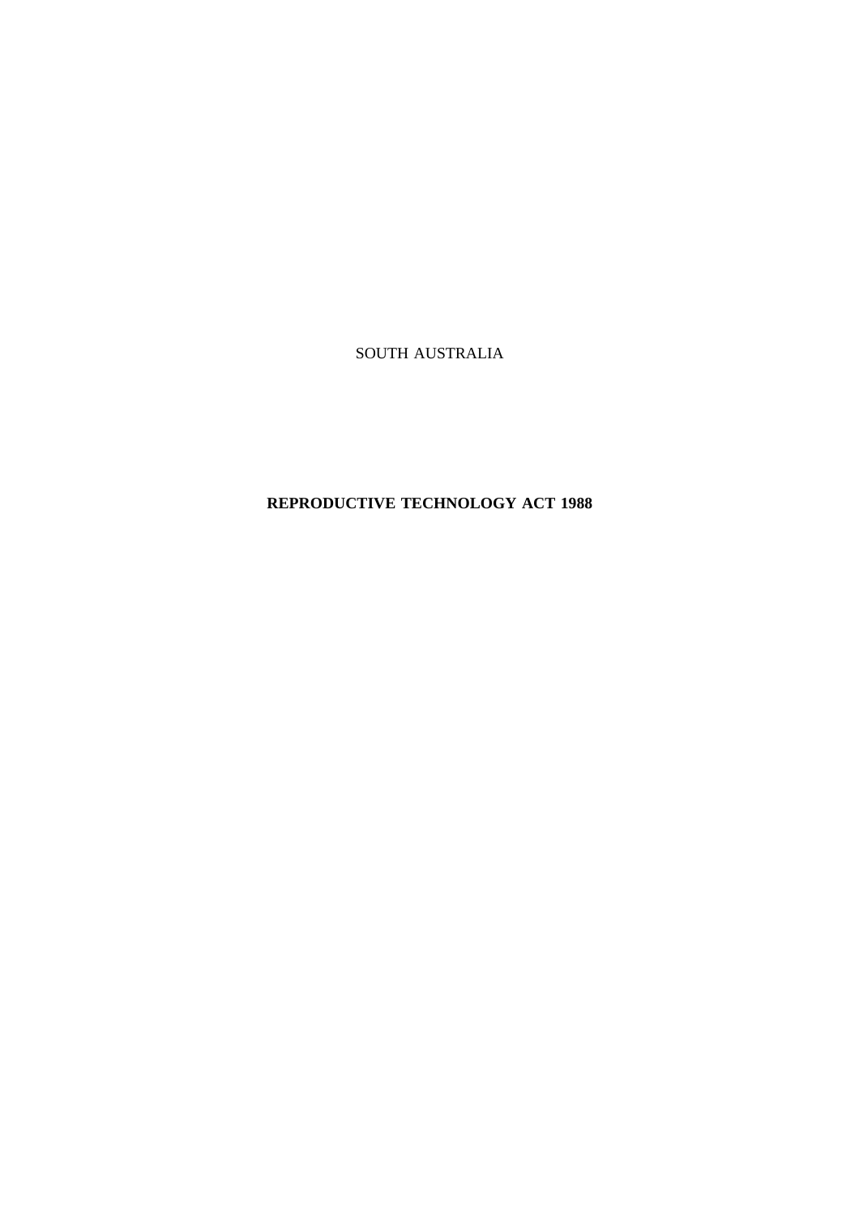SOUTH AUSTRALIA

# REPRODUCTIVE TECHNOLOGY ACT 1988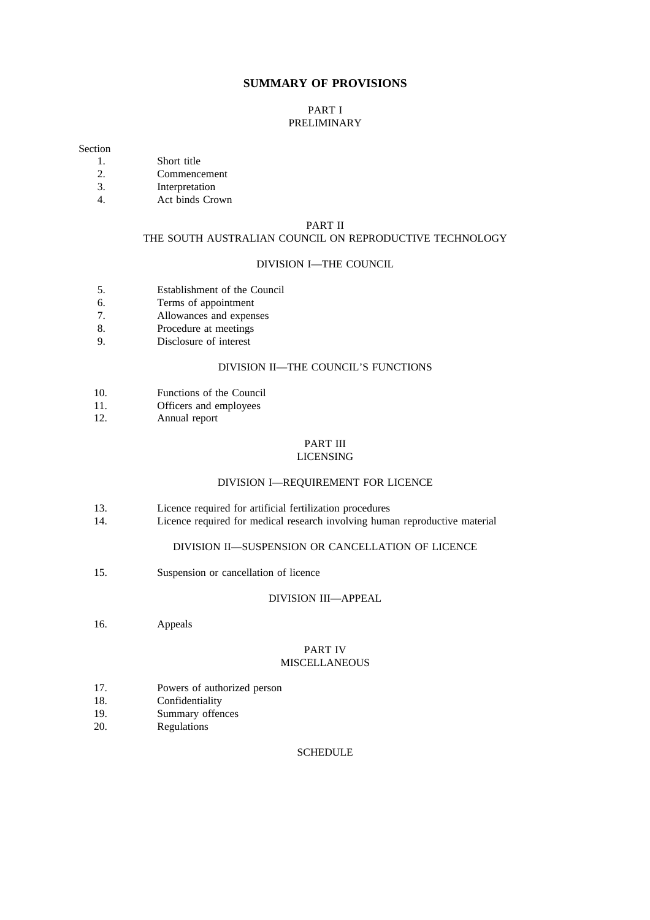## SUMMARY OF PROVISIONS

### PART I
### PRELIMINARY

Section

1. Short title
2. Commencement
3. Interpretation
4. Act binds Crown

### PART II
### THE SOUTH AUSTRALIAN COUNCIL ON REPRODUCTIVE TECHNOLOGY

#### DIVISION I—THE COUNCIL

5. Establishment of the Council
6. Terms of appointment
7. Allowances and expenses
8. Procedure at meetings
9. Disclosure of interest

#### DIVISION II—THE COUNCIL'S FUNCTIONS

10. Functions of the Council
11. Officers and employees
12. Annual report

### PART III
### LICENSING

#### DIVISION I—REQUIREMENT FOR LICENCE

13. Licence required for artificial fertilization procedures
14. Licence required for medical research involving human reproductive material

#### DIVISION II—SUSPENSION OR CANCELLATION OF LICENCE

15. Suspension or cancellation of licence

#### DIVISION III—APPEAL

16. Appeals

### PART IV
### MISCELLANEOUS

17. Powers of authorized person
18. Confidentiality
19. Summary offences
20. Regulations

SCHEDULE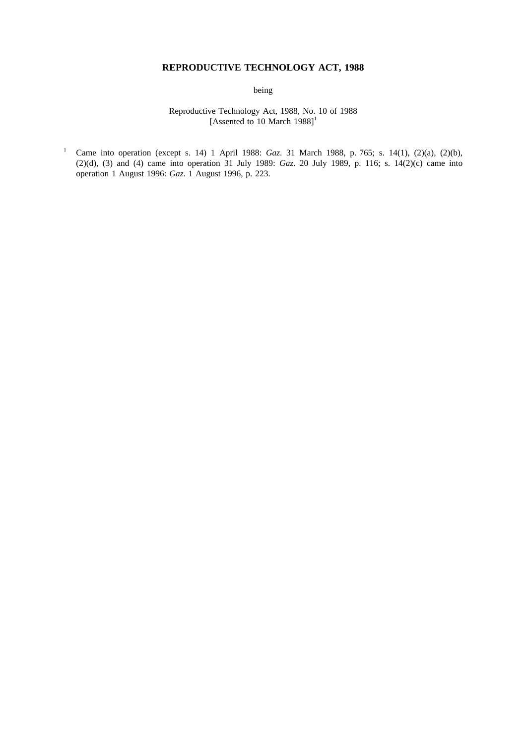# REPRODUCTIVE TECHNOLOGY ACT, 1988

being

Reproductive Technology Act, 1988, No. 10 of 1988
[Assented to 10 March 1988][1]

[1] Came into operation (except s. 14) 1 April 1988: *Gaz*. 31 March 1988, p. 765; s. 14(1), (2)(a), (2)(b), (2)(d), (3) and (4) came into operation 31 July 1989: *Gaz*. 20 July 1989, p. 116; s. 14(2)(c) came into operation 1 August 1996: *Gaz*. 1 August 1996, p. 223.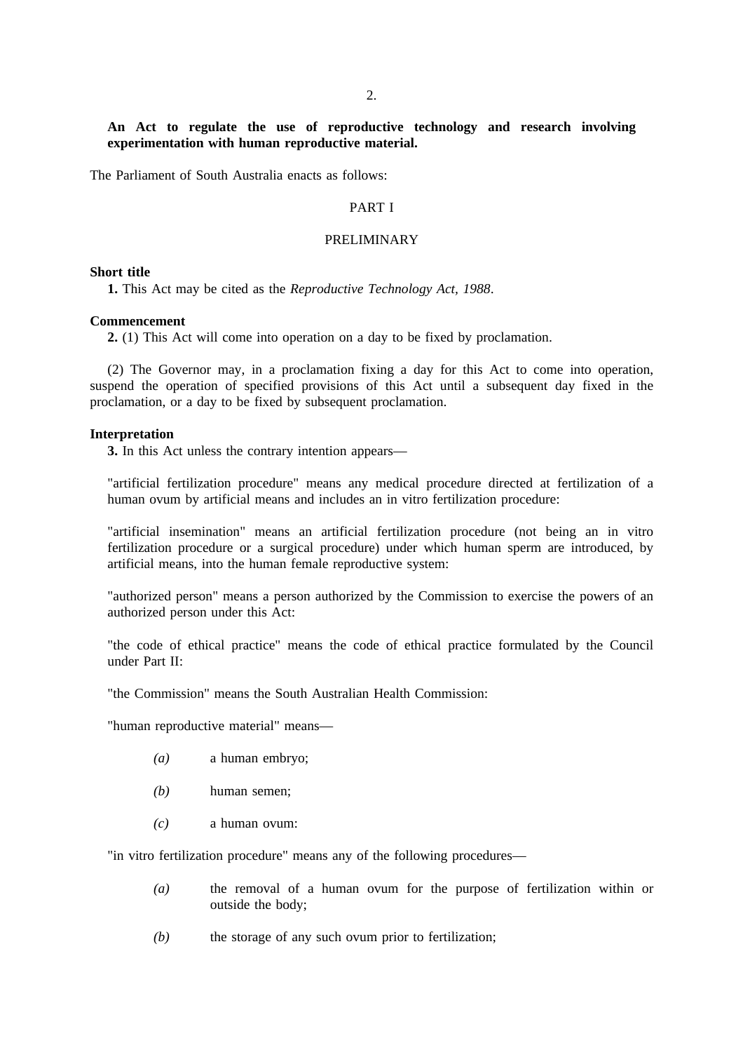**An Act to regulate the use of reproductive technology and research involving experimentation with human reproductive material.**

The Parliament of South Australia enacts as follows:

PART I

PRELIMINARY

**Short title**

**1.** This Act may be cited as the *Reproductive Technology Act, 1988*.

**Commencement**

**2.** (1) This Act will come into operation on a day to be fixed by proclamation.

(2) The Governor may, in a proclamation fixing a day for this Act to come into operation, suspend the operation of specified provisions of this Act until a subsequent day fixed in the proclamation, or a day to be fixed by subsequent proclamation.

**Interpretation**

**3.** In this Act unless the contrary intention appears—

"artificial fertilization procedure" means any medical procedure directed at fertilization of a human ovum by artificial means and includes an in vitro fertilization procedure:

"artificial insemination" means an artificial fertilization procedure (not being an in vitro fertilization procedure or a surgical procedure) under which human sperm are introduced, by artificial means, into the human female reproductive system:

"authorized person" means a person authorized by the Commission to exercise the powers of an authorized person under this Act:

"the code of ethical practice" means the code of ethical practice formulated by the Council under Part II:

"the Commission" means the South Australian Health Commission:

"human reproductive material" means—

*(a)* a human embryo;

*(b)* human semen;

*(c)* a human ovum:

"in vitro fertilization procedure" means any of the following procedures—

*(a)* the removal of a human ovum for the purpose of fertilization within or outside the body;

*(b)* the storage of any such ovum prior to fertilization;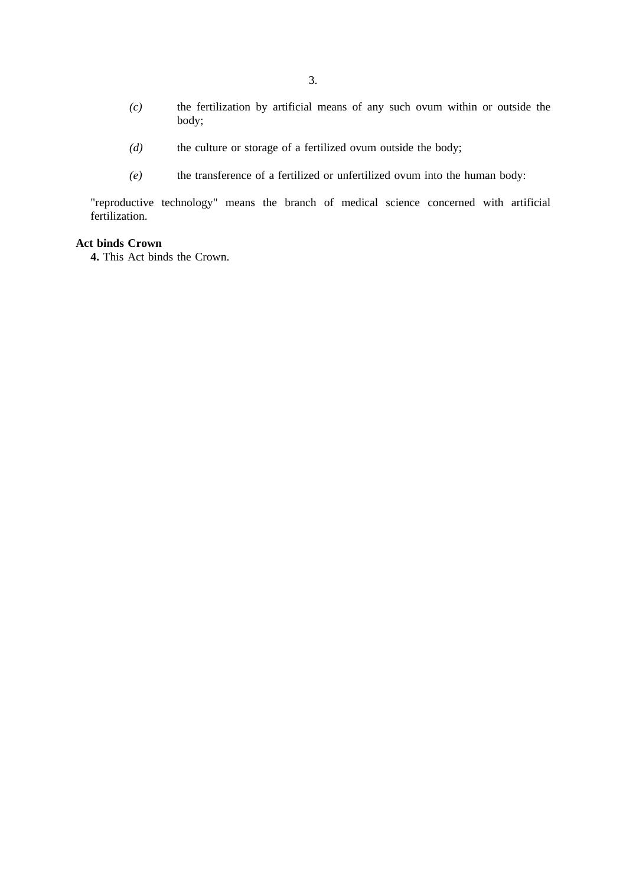*(c)* the fertilization by artificial means of any such ovum within or outside the body;

*(d)* the culture or storage of a fertilized ovum outside the body;

*(e)* the transference of a fertilized or unfertilized ovum into the human body:

"reproductive technology" means the branch of medical science concerned with artificial fertilization.

**Act binds Crown**

**4.** This Act binds the Crown.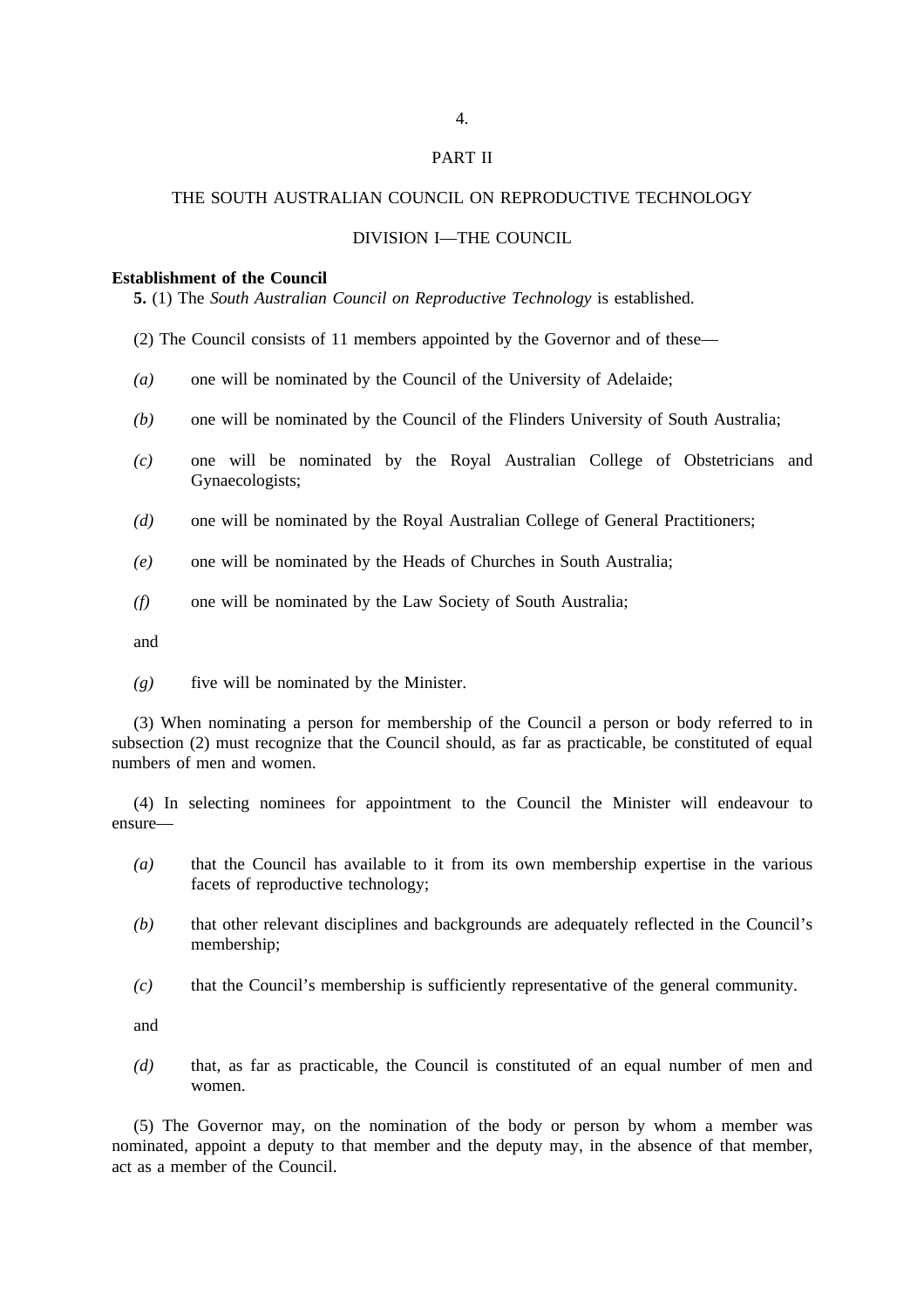PART II

THE SOUTH AUSTRALIAN COUNCIL ON REPRODUCTIVE TECHNOLOGY

DIVISION I—THE COUNCIL

**Establishment of the Council**

**5.** (1) The *South Australian Council on Reproductive Technology* is established.

(2) The Council consists of 11 members appointed by the Governor and of these—

*(a)* one will be nominated by the Council of the University of Adelaide;

*(b)* one will be nominated by the Council of the Flinders University of South Australia;

*(c)* one will be nominated by the Royal Australian College of Obstetricians and Gynaecologists;

*(d)* one will be nominated by the Royal Australian College of General Practitioners;

*(e)* one will be nominated by the Heads of Churches in South Australia;

*(f)* one will be nominated by the Law Society of South Australia;

and

*(g)* five will be nominated by the Minister.

(3) When nominating a person for membership of the Council a person or body referred to in subsection (2) must recognize that the Council should, as far as practicable, be constituted of equal numbers of men and women.

(4) In selecting nominees for appointment to the Council the Minister will endeavour to ensure—

*(a)* that the Council has available to it from its own membership expertise in the various facets of reproductive technology;

*(b)* that other relevant disciplines and backgrounds are adequately reflected in the Council's membership;

*(c)* that the Council's membership is sufficiently representative of the general community.

and

*(d)* that, as far as practicable, the Council is constituted of an equal number of men and women.

(5) The Governor may, on the nomination of the body or person by whom a member was nominated, appoint a deputy to that member and the deputy may, in the absence of that member, act as a member of the Council.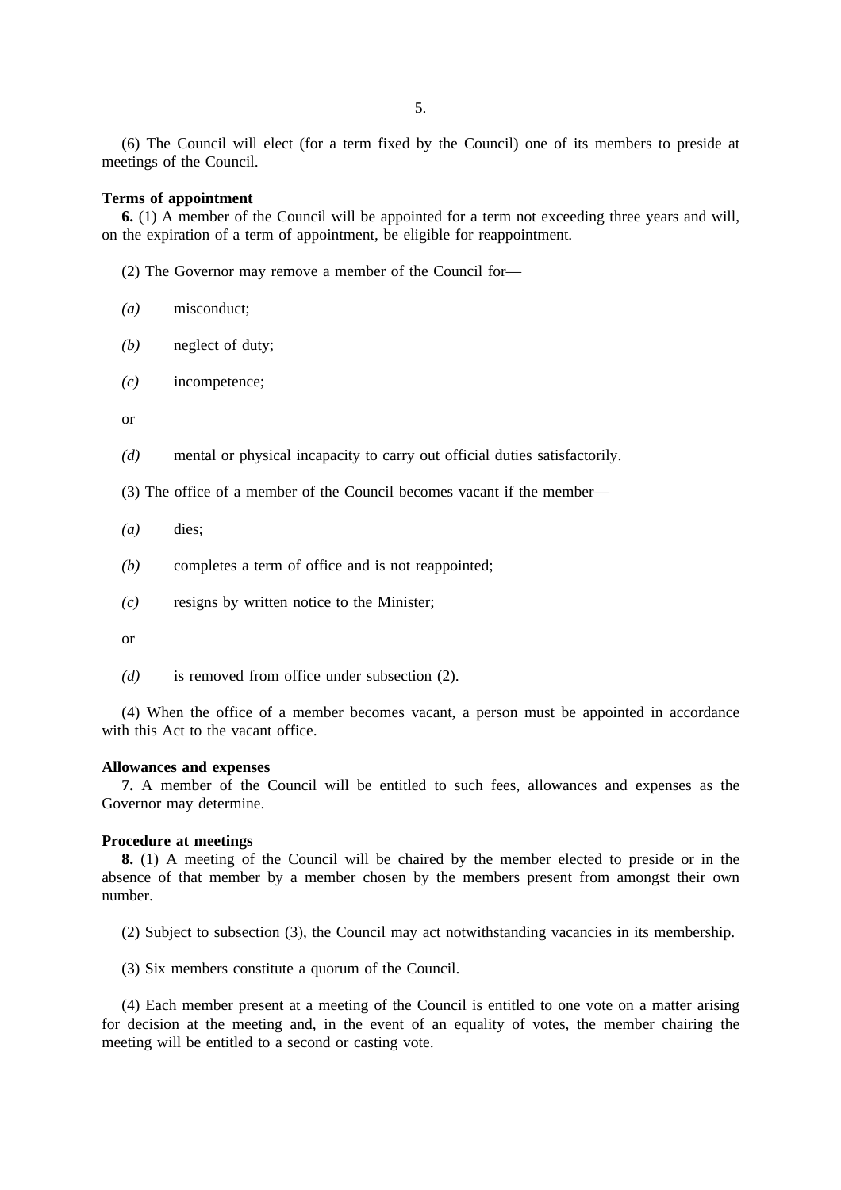(6) The Council will elect (for a term fixed by the Council) one of its members to preside at meetings of the Council.

**Terms of appointment**

**6.** (1) A member of the Council will be appointed for a term not exceeding three years and will, on the expiration of a term of appointment, be eligible for reappointment.

(2) The Governor may remove a member of the Council for—

*(a)* misconduct;

*(b)* neglect of duty;

*(c)* incompetence;

or

*(d)* mental or physical incapacity to carry out official duties satisfactorily.

(3) The office of a member of the Council becomes vacant if the member—

*(a)* dies;

*(b)* completes a term of office and is not reappointed;

*(c)* resigns by written notice to the Minister;

or

*(d)* is removed from office under subsection (2).

(4) When the office of a member becomes vacant, a person must be appointed in accordance with this Act to the vacant office.

**Allowances and expenses**

**7.** A member of the Council will be entitled to such fees, allowances and expenses as the Governor may determine.

**Procedure at meetings**

**8.** (1) A meeting of the Council will be chaired by the member elected to preside or in the absence of that member by a member chosen by the members present from amongst their own number.

(2) Subject to subsection (3), the Council may act notwithstanding vacancies in its membership.

(3) Six members constitute a quorum of the Council.

(4) Each member present at a meeting of the Council is entitled to one vote on a matter arising for decision at the meeting and, in the event of an equality of votes, the member chairing the meeting will be entitled to a second or casting vote.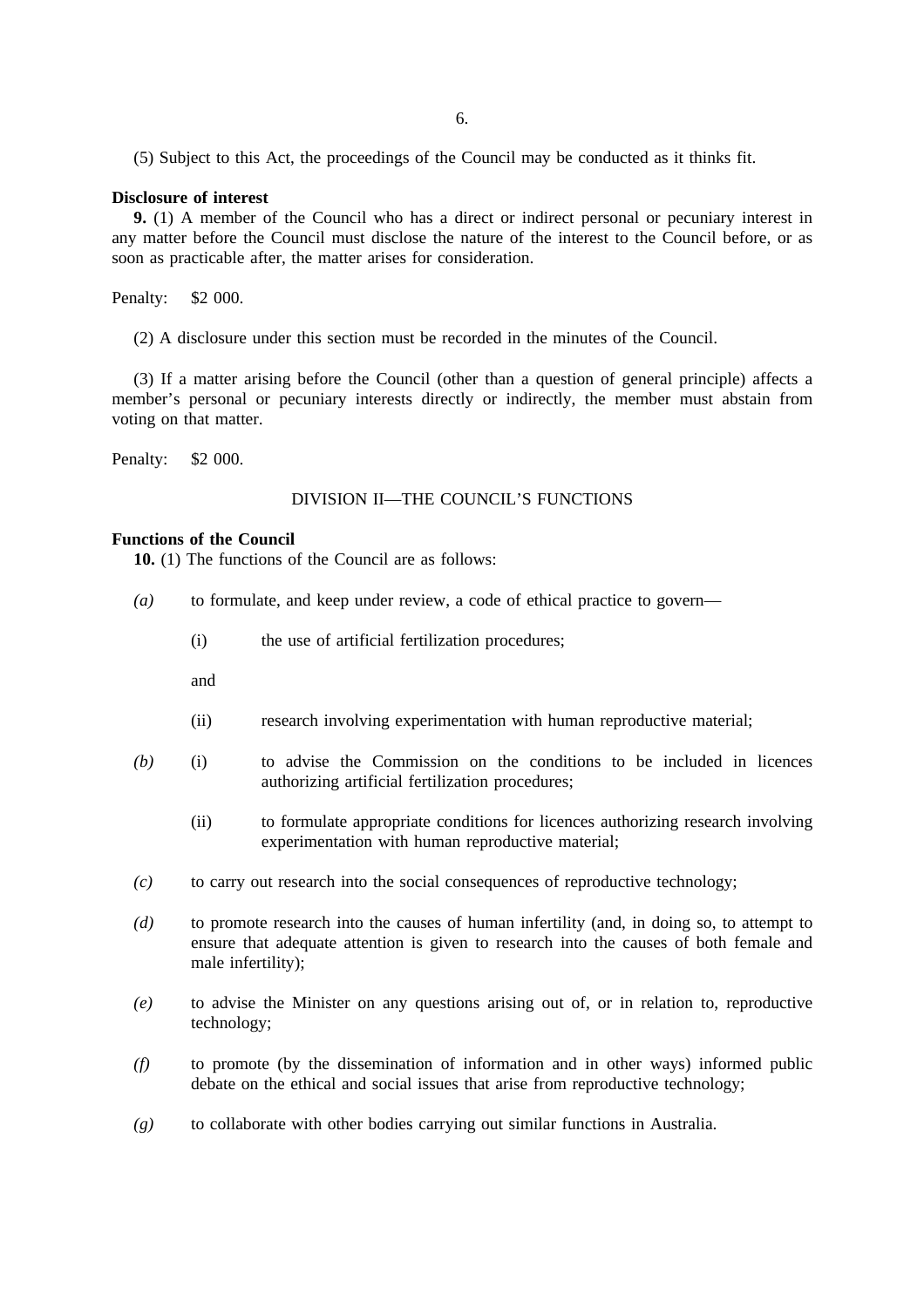(5) Subject to this Act, the proceedings of the Council may be conducted as it thinks fit.

**Disclosure of interest**

**9.** (1) A member of the Council who has a direct or indirect personal or pecuniary interest in any matter before the Council must disclose the nature of the interest to the Council before, or as soon as practicable after, the matter arises for consideration.

Penalty: $2 000.

(2) A disclosure under this section must be recorded in the minutes of the Council.

(3) If a matter arising before the Council (other than a question of general principle) affects a member's personal or pecuniary interests directly or indirectly, the member must abstain from voting on that matter.

Penalty: $2 000.

DIVISION II—THE COUNCIL'S FUNCTIONS

**Functions of the Council**

**10.** (1) The functions of the Council are as follows:

*(a)* to formulate, and keep under review, a code of ethical practice to govern—

(i) the use of artificial fertilization procedures;

and

(ii) research involving experimentation with human reproductive material;

*(b)* (i) to advise the Commission on the conditions to be included in licences authorizing artificial fertilization procedures;

(ii) to formulate appropriate conditions for licences authorizing research involving experimentation with human reproductive material;

*(c)* to carry out research into the social consequences of reproductive technology;

*(d)* to promote research into the causes of human infertility (and, in doing so, to attempt to ensure that adequate attention is given to research into the causes of both female and male infertility);

*(e)* to advise the Minister on any questions arising out of, or in relation to, reproductive technology;

*(f)* to promote (by the dissemination of information and in other ways) informed public debate on the ethical and social issues that arise from reproductive technology;

*(g)* to collaborate with other bodies carrying out similar functions in Australia.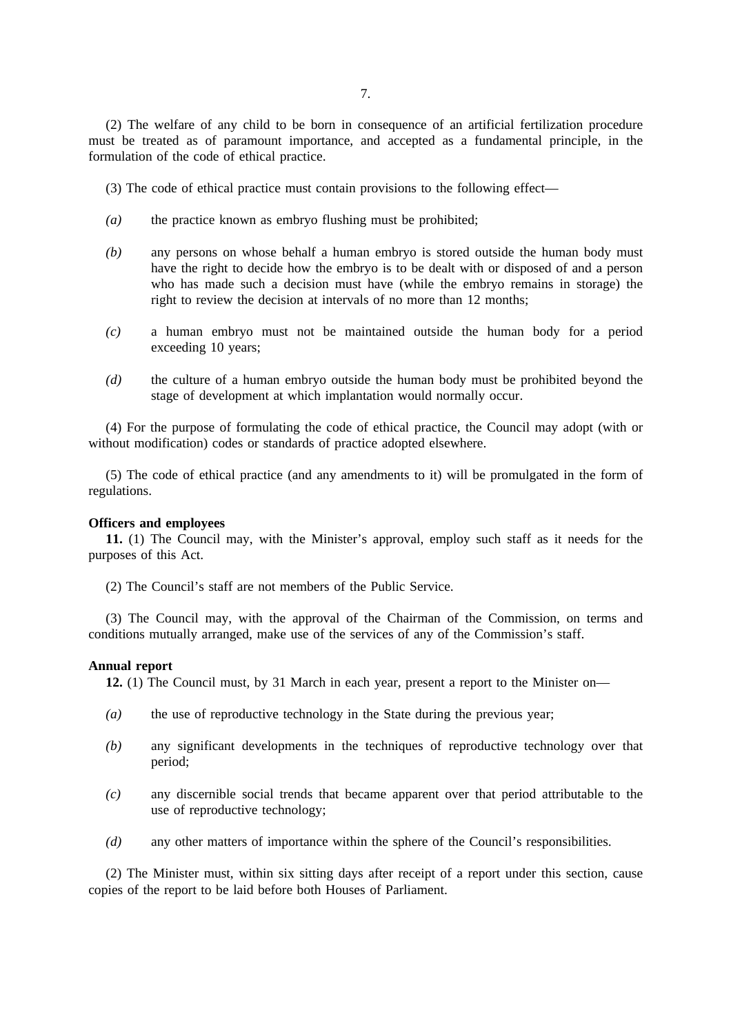(2) The welfare of any child to be born in consequence of an artificial fertilization procedure must be treated as of paramount importance, and accepted as a fundamental principle, in the formulation of the code of ethical practice.

(3) The code of ethical practice must contain provisions to the following effect—

*(a)* the practice known as embryo flushing must be prohibited;

*(b)* any persons on whose behalf a human embryo is stored outside the human body must have the right to decide how the embryo is to be dealt with or disposed of and a person who has made such a decision must have (while the embryo remains in storage) the right to review the decision at intervals of no more than 12 months;

*(c)* a human embryo must not be maintained outside the human body for a period exceeding 10 years;

*(d)* the culture of a human embryo outside the human body must be prohibited beyond the stage of development at which implantation would normally occur.

(4) For the purpose of formulating the code of ethical practice, the Council may adopt (with or without modification) codes or standards of practice adopted elsewhere.

(5) The code of ethical practice (and any amendments to it) will be promulgated in the form of regulations.

**Officers and employees**

**11.** (1) The Council may, with the Minister's approval, employ such staff as it needs for the purposes of this Act.

(2) The Council's staff are not members of the Public Service.

(3) The Council may, with the approval of the Chairman of the Commission, on terms and conditions mutually arranged, make use of the services of any of the Commission's staff.

**Annual report**

**12.** (1) The Council must, by 31 March in each year, present a report to the Minister on—

*(a)* the use of reproductive technology in the State during the previous year;

*(b)* any significant developments in the techniques of reproductive technology over that period;

*(c)* any discernible social trends that became apparent over that period attributable to the use of reproductive technology;

*(d)* any other matters of importance within the sphere of the Council's responsibilities.

(2) The Minister must, within six sitting days after receipt of a report under this section, cause copies of the report to be laid before both Houses of Parliament.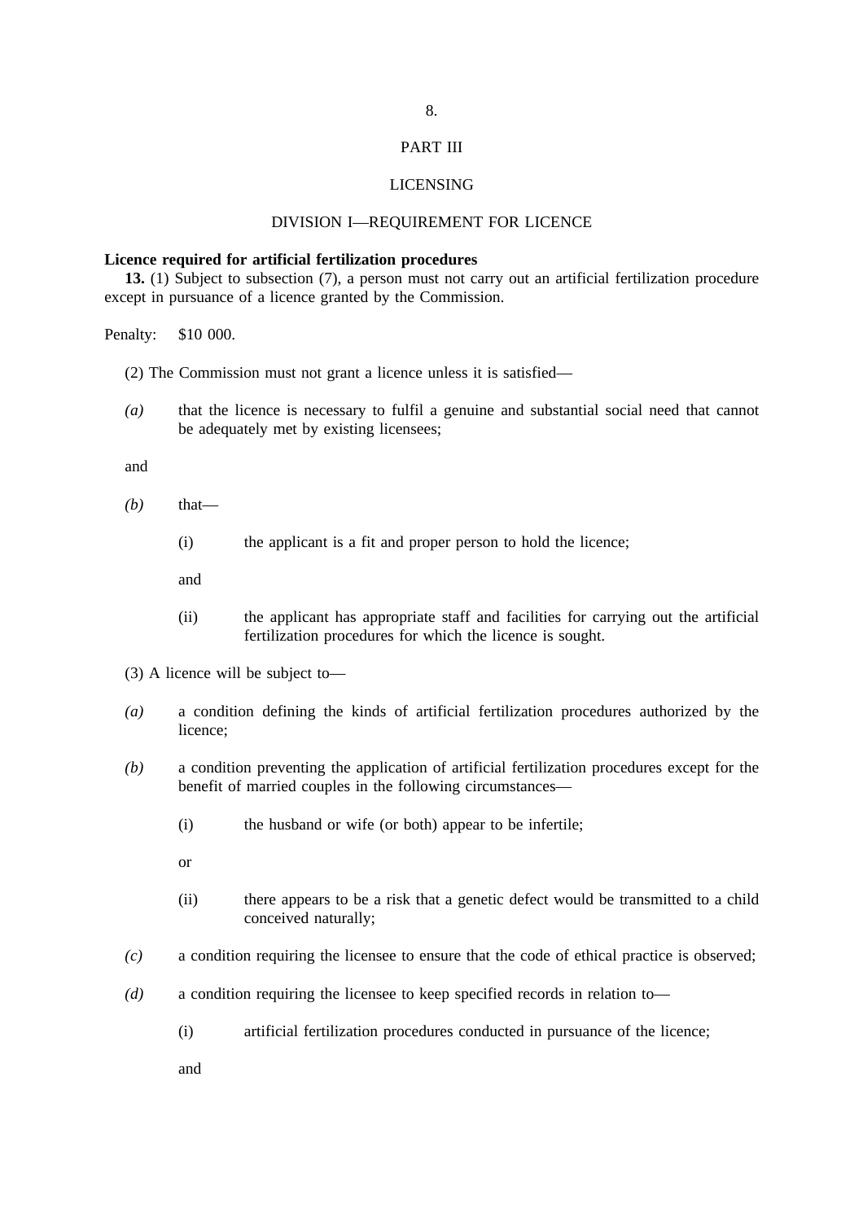# PART III

## LICENSING

### DIVISION I—REQUIREMENT FOR LICENCE

**Licence required for artificial fertilization procedures**

**13.** (1) Subject to subsection (7), a person must not carry out an artificial fertilization procedure except in pursuance of a licence granted by the Commission.

Penalty: $10 000.

(2) The Commission must not grant a licence unless it is satisfied—

*(a)* that the licence is necessary to fulfil a genuine and substantial social need that cannot be adequately met by existing licensees;

and

*(b)* that—

(i) the applicant is a fit and proper person to hold the licence;

and

(ii) the applicant has appropriate staff and facilities for carrying out the artificial fertilization procedures for which the licence is sought.

(3) A licence will be subject to—

*(a)* a condition defining the kinds of artificial fertilization procedures authorized by the licence;

*(b)* a condition preventing the application of artificial fertilization procedures except for the benefit of married couples in the following circumstances—

(i) the husband or wife (or both) appear to be infertile;

or

(ii) there appears to be a risk that a genetic defect would be transmitted to a child conceived naturally;

*(c)* a condition requiring the licensee to ensure that the code of ethical practice is observed;

*(d)* a condition requiring the licensee to keep specified records in relation to—

(i) artificial fertilization procedures conducted in pursuance of the licence;

and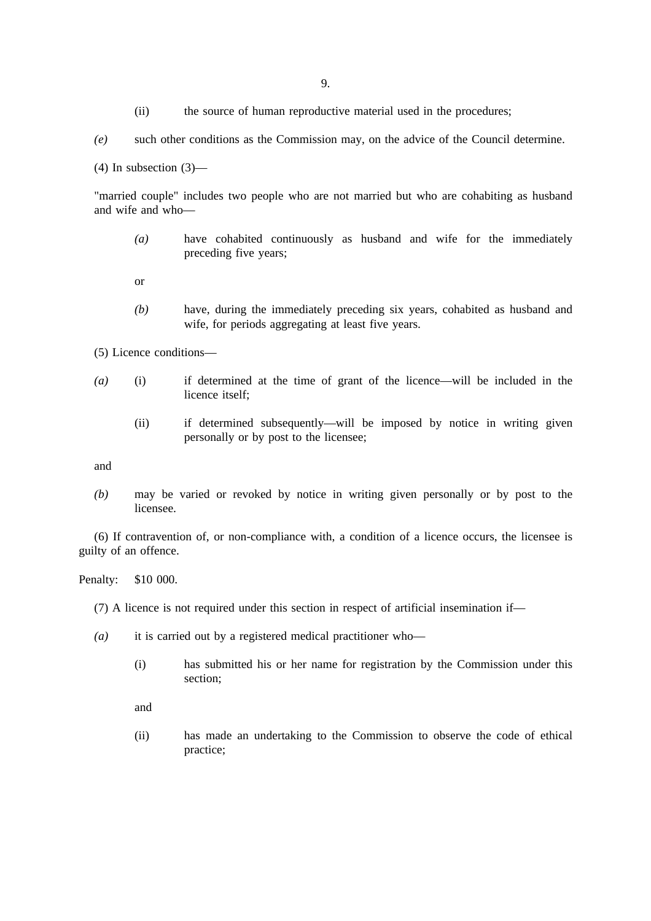(ii) the source of human reproductive material used in the procedures;

*(e)* such other conditions as the Commission may, on the advice of the Council determine.

(4) In subsection (3)—

"married couple" includes two people who are not married but who are cohabiting as husband and wife and who—

*(a)* have cohabited continuously as husband and wife for the immediately preceding five years;

or

*(b)* have, during the immediately preceding six years, cohabited as husband and wife, for periods aggregating at least five years.

(5) Licence conditions—

*(a)* (i) if determined at the time of grant of the licence—will be included in the licence itself;

(ii) if determined subsequently—will be imposed by notice in writing given personally or by post to the licensee;

and

*(b)* may be varied or revoked by notice in writing given personally or by post to the licensee.

(6) If contravention of, or non-compliance with, a condition of a licence occurs, the licensee is guilty of an offence.

Penalty: $10 000.

(7) A licence is not required under this section in respect of artificial insemination if—

*(a)* it is carried out by a registered medical practitioner who—

(i) has submitted his or her name for registration by the Commission under this section;

and

(ii) has made an undertaking to the Commission to observe the code of ethical practice;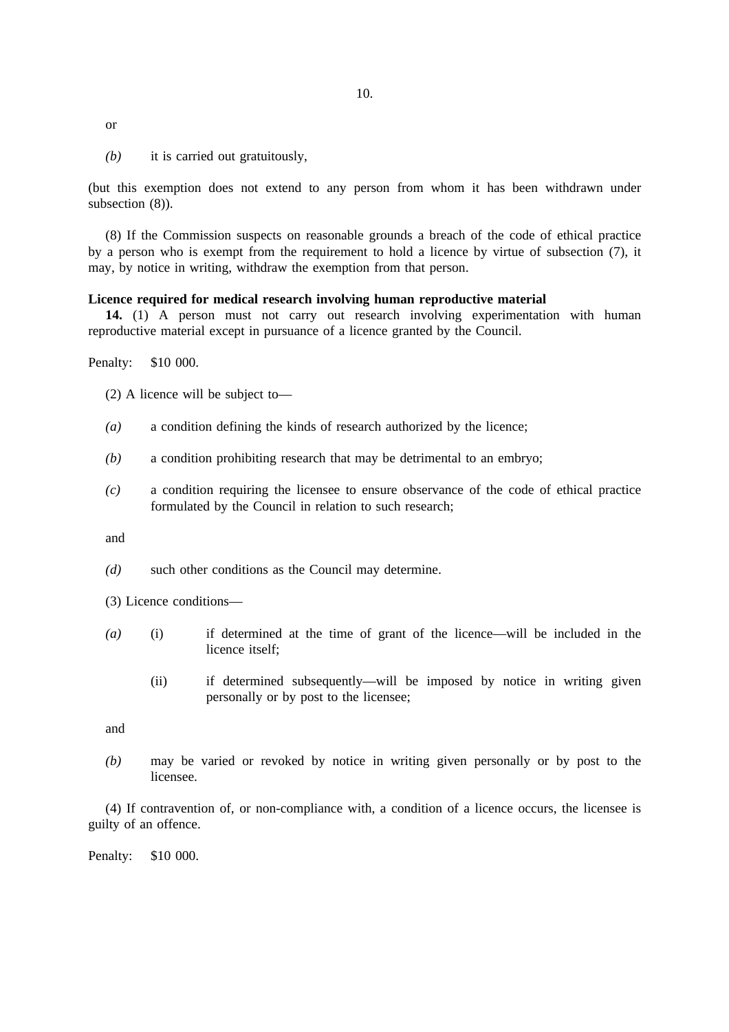or

*(b)* it is carried out gratuitously,

(but this exemption does not extend to any person from whom it has been withdrawn under subsection (8)).

(8) If the Commission suspects on reasonable grounds a breach of the code of ethical practice by a person who is exempt from the requirement to hold a licence by virtue of subsection (7), it may, by notice in writing, withdraw the exemption from that person.

**Licence required for medical research involving human reproductive material**

**14.** (1) A person must not carry out research involving experimentation with human reproductive material except in pursuance of a licence granted by the Council.

Penalty: $10 000.

(2) A licence will be subject to—

*(a)* a condition defining the kinds of research authorized by the licence;

*(b)* a condition prohibiting research that may be detrimental to an embryo;

*(c)* a condition requiring the licensee to ensure observance of the code of ethical practice formulated by the Council in relation to such research;

and

*(d)* such other conditions as the Council may determine.

(3) Licence conditions—

*(a)* (i) if determined at the time of grant of the licence—will be included in the licence itself;

(ii) if determined subsequently—will be imposed by notice in writing given personally or by post to the licensee;

and

*(b)* may be varied or revoked by notice in writing given personally or by post to the licensee.

(4) If contravention of, or non-compliance with, a condition of a licence occurs, the licensee is guilty of an offence.

Penalty: $10 000.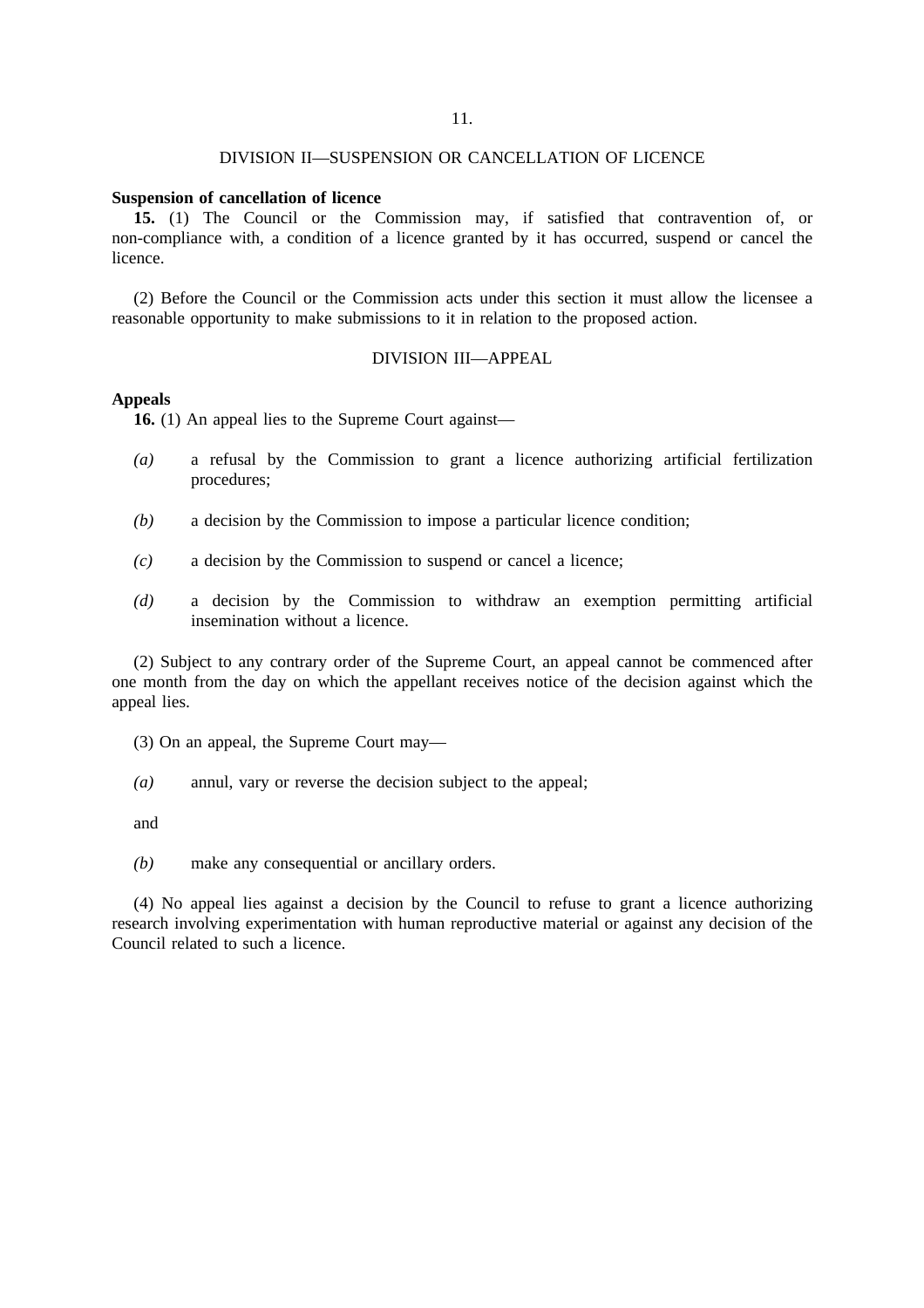## DIVISION II—SUSPENSION OR CANCELLATION OF LICENCE

**Suspension of cancellation of licence**

**15.** (1) The Council or the Commission may, if satisfied that contravention of, or non-compliance with, a condition of a licence granted by it has occurred, suspend or cancel the licence.

(2) Before the Council or the Commission acts under this section it must allow the licensee a reasonable opportunity to make submissions to it in relation to the proposed action.

## DIVISION III—APPEAL

**Appeals**

**16.** (1) An appeal lies to the Supreme Court against—

*(a)* a refusal by the Commission to grant a licence authorizing artificial fertilization procedures;

*(b)* a decision by the Commission to impose a particular licence condition;

*(c)* a decision by the Commission to suspend or cancel a licence;

*(d)* a decision by the Commission to withdraw an exemption permitting artificial insemination without a licence.

(2) Subject to any contrary order of the Supreme Court, an appeal cannot be commenced after one month from the day on which the appellant receives notice of the decision against which the appeal lies.

(3) On an appeal, the Supreme Court may—

*(a)* annul, vary or reverse the decision subject to the appeal;

and

*(b)* make any consequential or ancillary orders.

(4) No appeal lies against a decision by the Council to refuse to grant a licence authorizing research involving experimentation with human reproductive material or against any decision of the Council related to such a licence.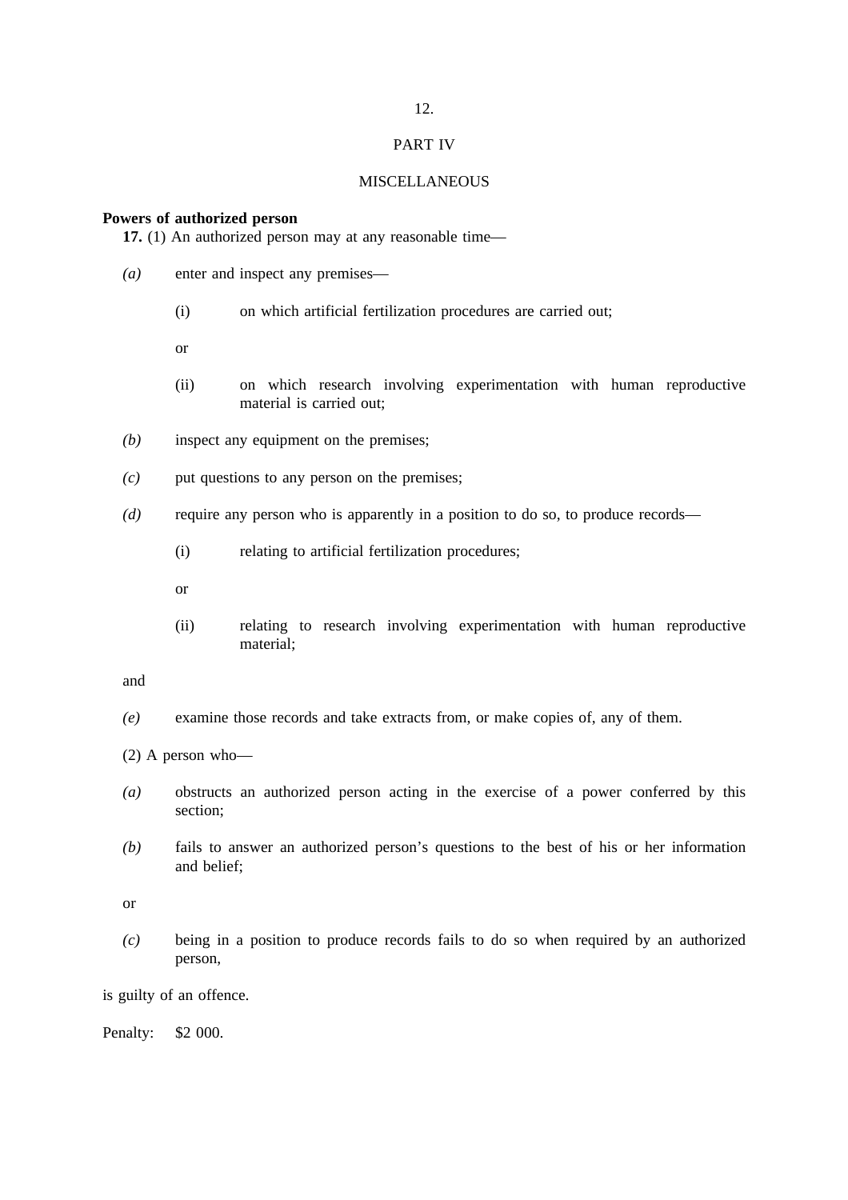PART IV

MISCELLANEOUS

**Powers of authorized person**

**17.** (1) An authorized person may at any reasonable time—

*(a)* enter and inspect any premises—

(i) on which artificial fertilization procedures are carried out;

or

(ii) on which research involving experimentation with human reproductive material is carried out;

*(b)* inspect any equipment on the premises;

*(c)* put questions to any person on the premises;

*(d)* require any person who is apparently in a position to do so, to produce records—

(i) relating to artificial fertilization procedures;

or

(ii) relating to research involving experimentation with human reproductive material;

and

*(e)* examine those records and take extracts from, or make copies of, any of them.

(2) A person who—

*(a)* obstructs an authorized person acting in the exercise of a power conferred by this section;

*(b)* fails to answer an authorized person's questions to the best of his or her information and belief;

or

*(c)* being in a position to produce records fails to do so when required by an authorized person,

is guilty of an offence.

Penalty: $2 000.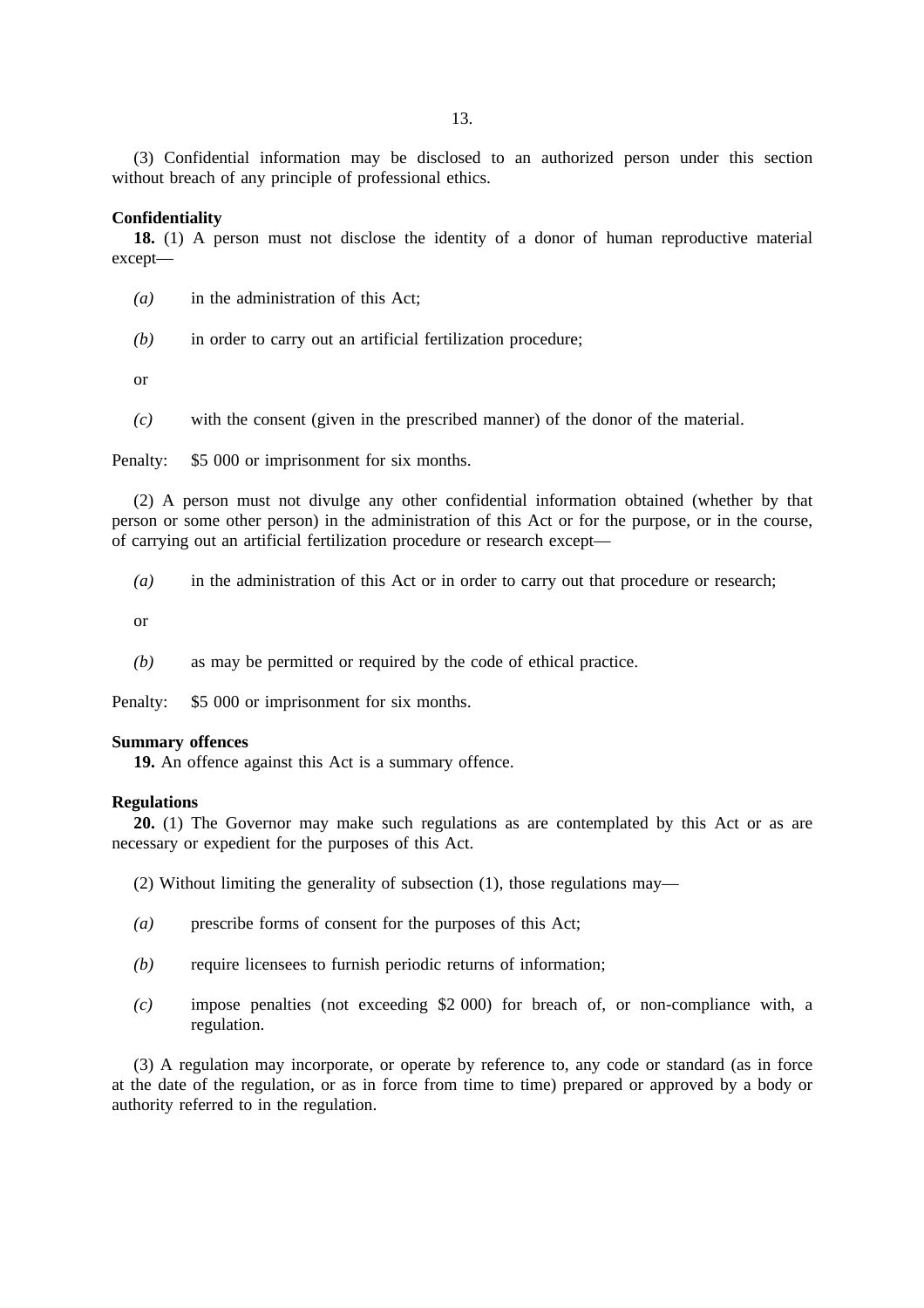(3) Confidential information may be disclosed to an authorized person under this section without breach of any principle of professional ethics.

**Confidentiality**

**18.** (1) A person must not disclose the identity of a donor of human reproductive material except—

*(a)* in the administration of this Act;

*(b)* in order to carry out an artificial fertilization procedure;

or

*(c)* with the consent (given in the prescribed manner) of the donor of the material.

Penalty: $5 000 or imprisonment for six months.

(2) A person must not divulge any other confidential information obtained (whether by that person or some other person) in the administration of this Act or for the purpose, or in the course, of carrying out an artificial fertilization procedure or research except—

*(a)* in the administration of this Act or in order to carry out that procedure or research;

or

*(b)* as may be permitted or required by the code of ethical practice.

Penalty: $5 000 or imprisonment for six months.

**Summary offences**

**19.** An offence against this Act is a summary offence.

**Regulations**

**20.** (1) The Governor may make such regulations as are contemplated by this Act or as are necessary or expedient for the purposes of this Act.

(2) Without limiting the generality of subsection (1), those regulations may—

*(a)* prescribe forms of consent for the purposes of this Act;

*(b)* require licensees to furnish periodic returns of information;

*(c)* impose penalties (not exceeding $2 000) for breach of, or non-compliance with, a regulation.

(3) A regulation may incorporate, or operate by reference to, any code or standard (as in force at the date of the regulation, or as in force from time to time) prepared or approved by a body or authority referred to in the regulation.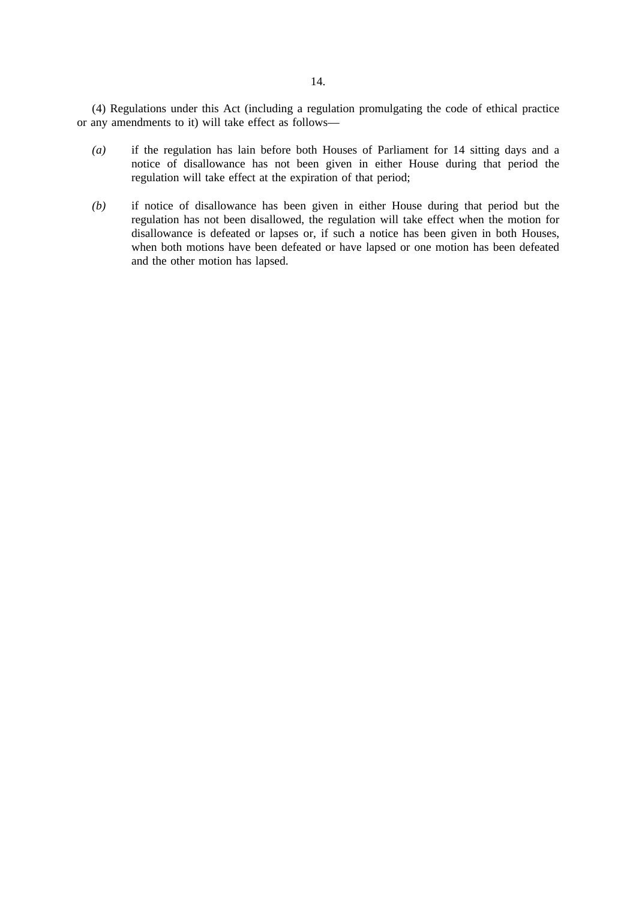(4) Regulations under this Act (including a regulation promulgating the code of ethical practice or any amendments to it) will take effect as follows—

*(a)* if the regulation has lain before both Houses of Parliament for 14 sitting days and a notice of disallowance has not been given in either House during that period the regulation will take effect at the expiration of that period;

*(b)* if notice of disallowance has been given in either House during that period but the regulation has not been disallowed, the regulation will take effect when the motion for disallowance is defeated or lapses or, if such a notice has been given in both Houses, when both motions have been defeated or have lapsed or one motion has been defeated and the other motion has lapsed.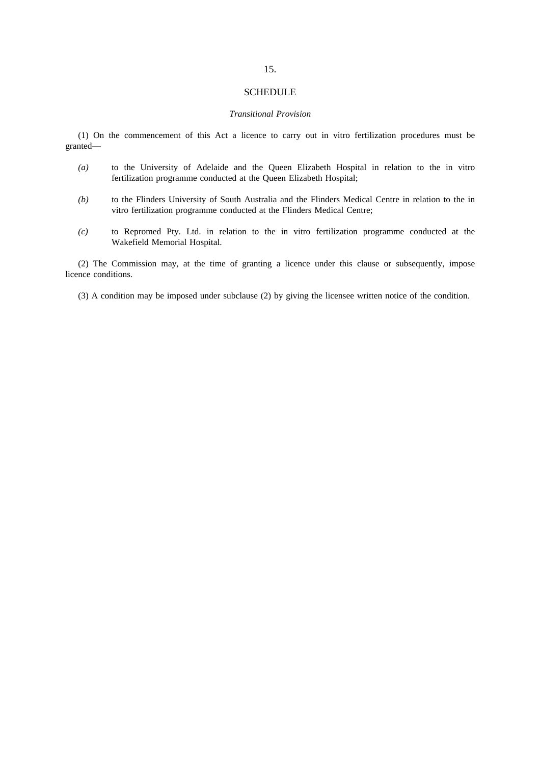## SCHEDULE

*Transitional Provision*

(1) On the commencement of this Act a licence to carry out in vitro fertilization procedures must be granted—

*(a)* to the University of Adelaide and the Queen Elizabeth Hospital in relation to the in vitro fertilization programme conducted at the Queen Elizabeth Hospital;

*(b)* to the Flinders University of South Australia and the Flinders Medical Centre in relation to the in vitro fertilization programme conducted at the Flinders Medical Centre;

*(c)* to Repromed Pty. Ltd. in relation to the in vitro fertilization programme conducted at the Wakefield Memorial Hospital.

(2) The Commission may, at the time of granting a licence under this clause or subsequently, impose licence conditions.

(3) A condition may be imposed under subclause (2) by giving the licensee written notice of the condition.